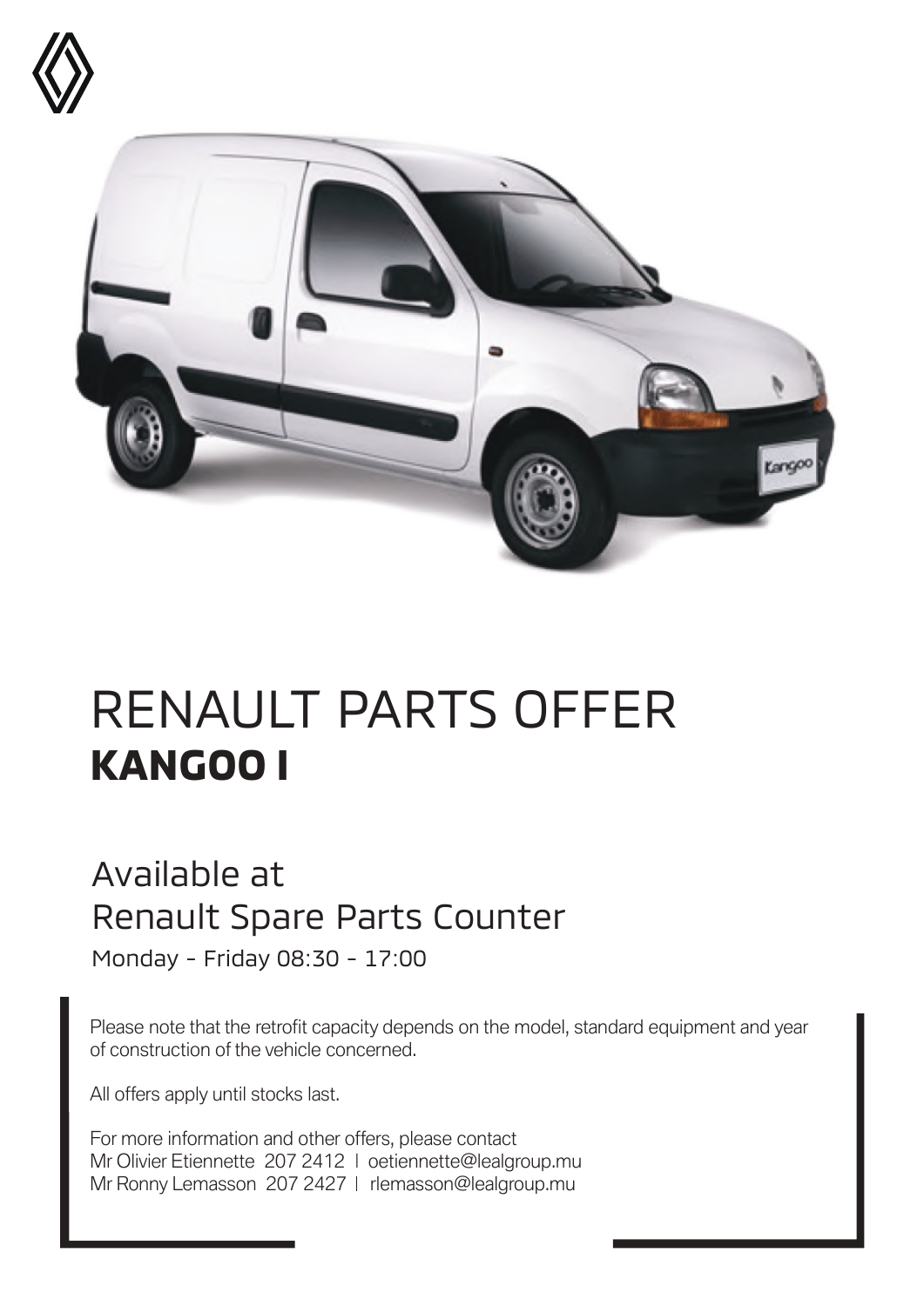# RENAULT PARTS OFFER
## **KANGOO I**

### Available at
### Renault Spare Parts Counter

Monday - Friday 08:30 - 17:00

Please note that the retrofit capacity depends on the model, standard equipment and year of construction of the vehicle concerned.

All offers apply until stocks last.

For more information and other offers, please contact
Mr Olivier Etiennette 207 2412 | oetiennette@lealgroup.mu
Mr Ronny Lemasson 207 2427 | rlemasson@lealgroup.mu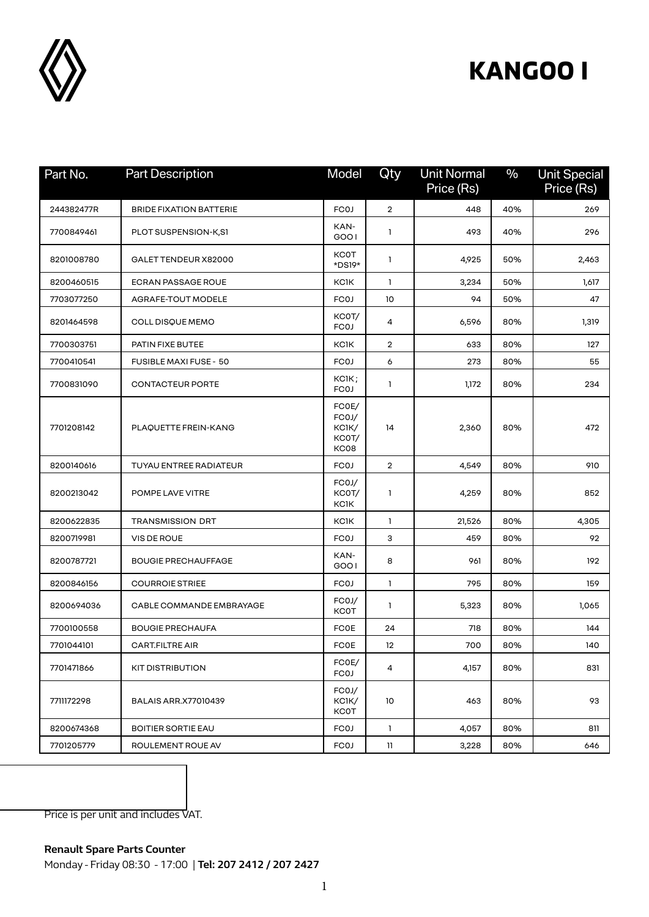# KANGOO I

| Part No. | Part Description | Model | Qty | Unit Normal Price (Rs) | % | Unit Special Price (Rs) |
|---|---|---|---|---|---|---|
| 244382477R | BRIDE FIXATION BATTERIE | FC0J | 2 | 448 | 40% | 269 |
| 7700849461 | PLOT SUSPENSION-K,S1 | KAN-GOO I | 1 | 493 | 40% | 296 |
| 8201008780 | GALET TENDEUR X82000 | KC0T *DS19* | 1 | 4,925 | 50% | 2,463 |
| 8200460515 | ECRAN PASSAGE ROUE | KC1K | 1 | 3,234 | 50% | 1,617 |
| 7703077250 | AGRAFE-TOUT MODELE | FC0J | 10 | 94 | 50% | 47 |
| 8201464598 | COLL DISQUE MEMO | KC0T/ FC0J | 4 | 6,596 | 80% | 1,319 |
| 7700303751 | PATIN FIXE BUTEE | KC1K | 2 | 633 | 80% | 127 |
| 7700410541 | FUSIBLE MAXI FUSE - 50 | FC0J | 6 | 273 | 80% | 55 |
| 7700831090 | CONTACTEUR PORTE | KC1K ; FC0J | 1 | 1,172 | 80% | 234 |
| 7701208142 | PLAQUETTE FREIN-KANG | FC0E/ FC0J/ KC1K/ KC0T/ KC08 | 14 | 2,360 | 80% | 472 |
| 8200140616 | TUYAU ENTREE RADIATEUR | FC0J | 2 | 4,549 | 80% | 910 |
| 8200213042 | POMPE LAVE VITRE | FC0J/ KC0T/ KC1K | 1 | 4,259 | 80% | 852 |
| 8200622835 | TRANSMISSION DRT | KC1K | 1 | 21,526 | 80% | 4,305 |
| 8200719981 | VIS DE ROUE | FC0J | 3 | 459 | 80% | 92 |
| 8200787721 | BOUGIE PRECHAUFFAGE | KAN-GOO I | 8 | 961 | 80% | 192 |
| 8200846156 | COURROIE STRIEE | FC0J | 1 | 795 | 80% | 159 |
| 8200694036 | CABLE COMMANDE EMBRAYAGE | FC0J/ KC0T | 1 | 5,323 | 80% | 1,065 |
| 7700100558 | BOUGIE PRECHAUFA | FC0E | 24 | 718 | 80% | 144 |
| 7701044101 | CART.FILTRE AIR | FC0E | 12 | 700 | 80% | 140 |
| 7701471866 | KIT DISTRIBUTION | FC0E/ FC0J | 4 | 4,157 | 80% | 831 |
| 7711172298 | BALAIS ARR.X77010439 | FC0J/ KC1K/ KC0T | 10 | 463 | 80% | 93 |
| 8200674368 | BOITIER SORTIE EAU | FC0J | 1 | 4,057 | 80% | 811 |
| 7701205779 | ROULEMENT ROUE AV | FC0J | 11 | 3,228 | 80% | 646 |

Price is per unit and includes VAT.

**Renault Spare Parts Counter**

Monday - Friday 08:30 - 17:00 | **Tel: 207 2412 / 207 2427**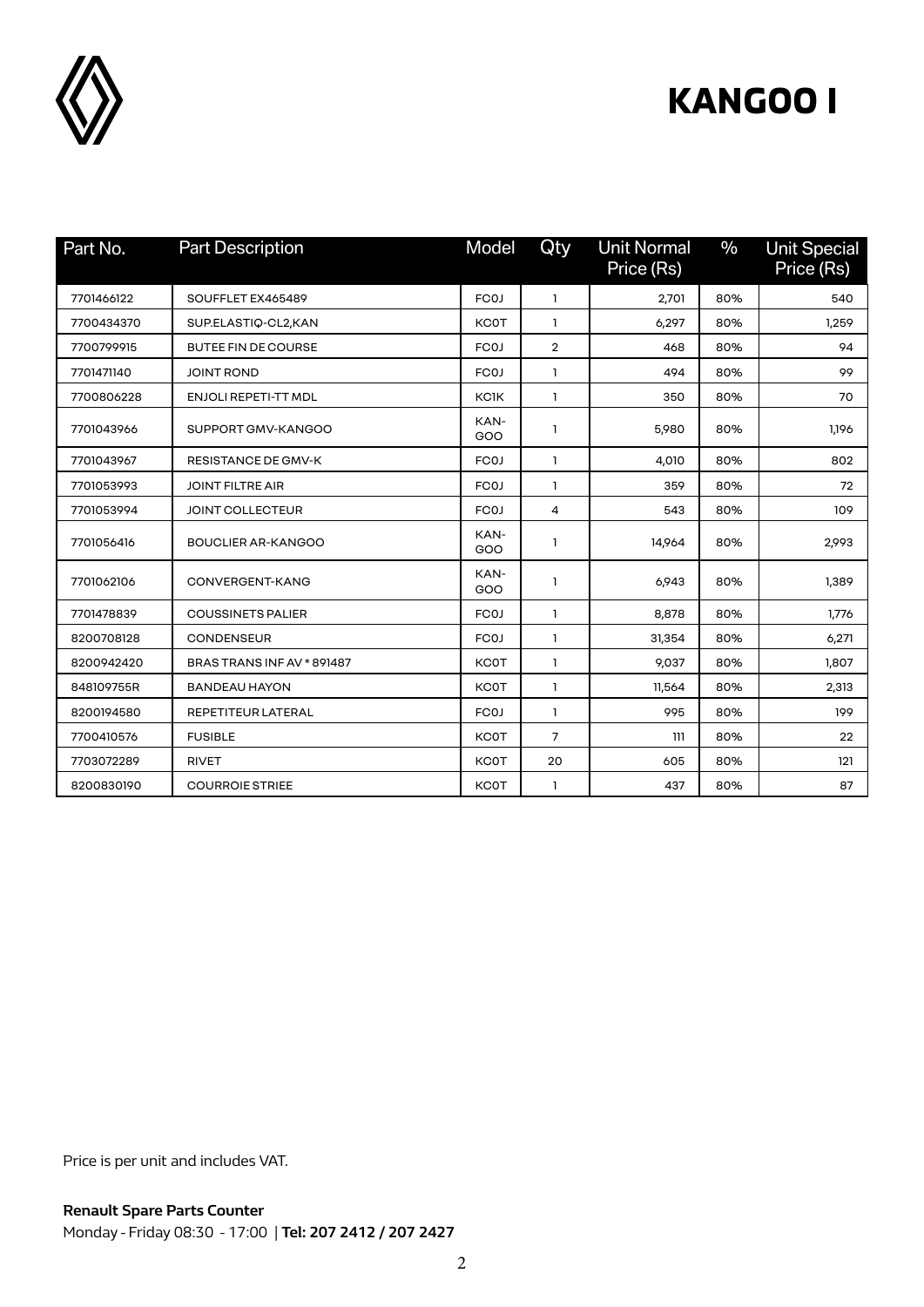# KANGOO I

| Part No. | Part Description | Model | Qty | Unit Normal Price (Rs) | % | Unit Special Price (Rs) |
|---|---|---|---|---|---|---|
| 7701466122 | SOUFFLET EX465489 | FC0J | 1 | 2,701 | 80% | 540 |
| 7700434370 | SUP.ELASTIQ-CL2,KAN | KC0T | 1 | 6,297 | 80% | 1,259 |
| 7700799915 | BUTEE FIN DE COURSE | FC0J | 2 | 468 | 80% | 94 |
| 7701471140 | JOINT ROND | FC0J | 1 | 494 | 80% | 99 |
| 7700806228 | ENJOLI REPETI-TT MDL | KC1K | 1 | 350 | 80% | 70 |
| 7701043966 | SUPPORT GMV-KANGOO | KAN-GOO | 1 | 5,980 | 80% | 1,196 |
| 7701043967 | RESISTANCE DE GMV-K | FC0J | 1 | 4,010 | 80% | 802 |
| 7701053993 | JOINT FILTRE AIR | FC0J | 1 | 359 | 80% | 72 |
| 7701053994 | JOINT COLLECTEUR | FC0J | 4 | 543 | 80% | 109 |
| 7701056416 | BOUCLIER AR-KANGOO | KAN-GOO | 1 | 14,964 | 80% | 2,993 |
| 7701062106 | CONVERGENT-KANG | KAN-GOO | 1 | 6,943 | 80% | 1,389 |
| 7701478839 | COUSSINETS PALIER | FC0J | 1 | 8,878 | 80% | 1,776 |
| 8200708128 | CONDENSEUR | FC0J | 1 | 31,354 | 80% | 6,271 |
| 8200942420 | BRAS TRANS INF AV * 891487 | KC0T | 1 | 9,037 | 80% | 1,807 |
| 848109755R | BANDEAU HAYON | KC0T | 1 | 11,564 | 80% | 2,313 |
| 8200194580 | REPETITEUR LATERAL | FC0J | 1 | 995 | 80% | 199 |
| 7700410576 | FUSIBLE | KC0T | 7 | 111 | 80% | 22 |
| 7703072289 | RIVET | KC0T | 20 | 605 | 80% | 121 |
| 8200830190 | COURROIE STRIEE | KC0T | 1 | 437 | 80% | 87 |

Price is per unit and includes VAT.

**Renault Spare Parts Counter**
Monday - Friday 08:30 - 17:00 | **Tel: 207 2412 / 207 2427**